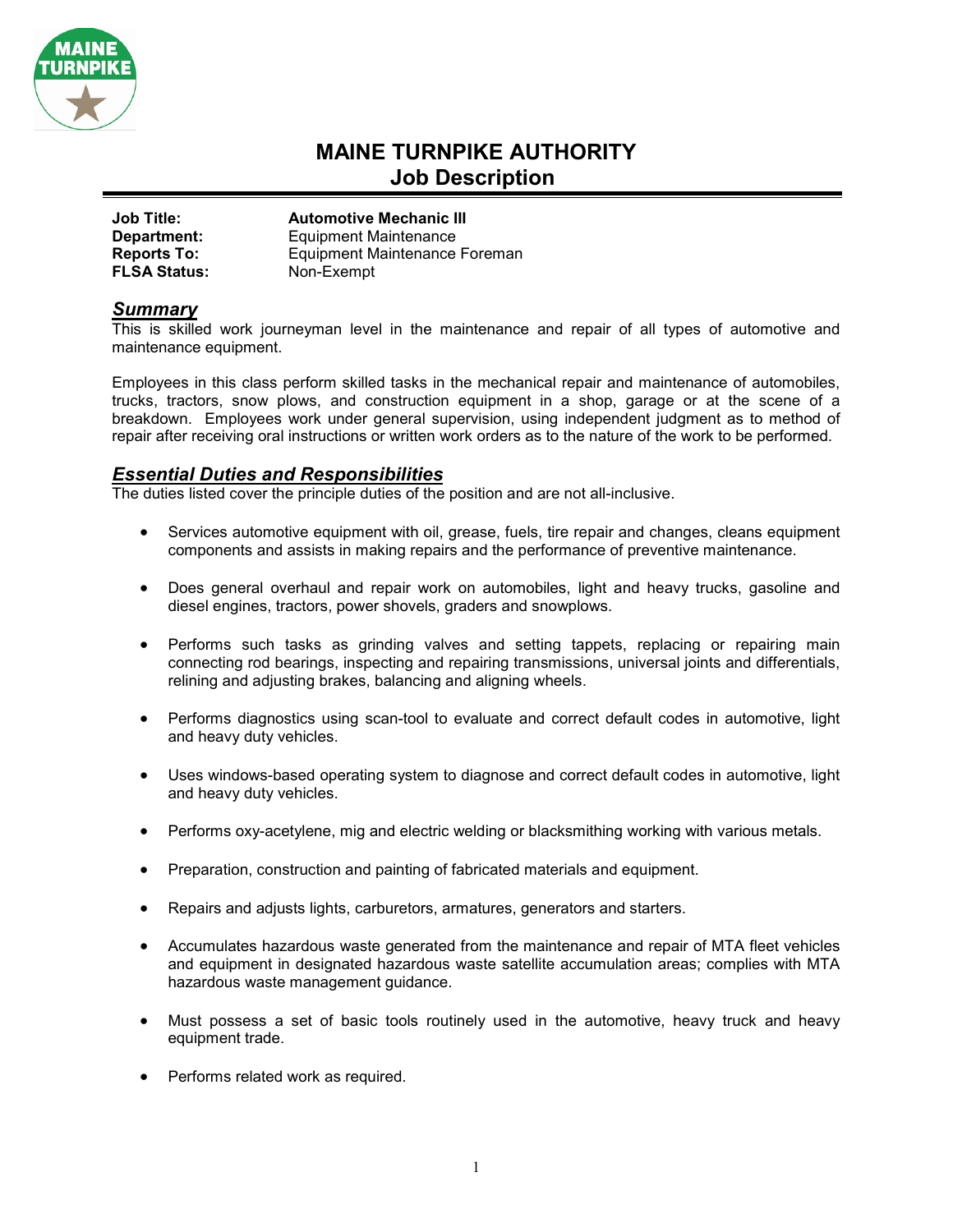# MAINE TURNPIKE AUTHORITY
## Job Description

**Job Title:** **Automotive Mechanic III**
**Department:** Equipment Maintenance
**Reports To:** Equipment Maintenance Foreman
**FLSA Status:** Non-Exempt

## ***Summary***

This is skilled work journeyman level in the maintenance and repair of all types of automotive and maintenance equipment.

Employees in this class perform skilled tasks in the mechanical repair and maintenance of automobiles, trucks, tractors, snow plows, and construction equipment in a shop, garage or at the scene of a breakdown. Employees work under general supervision, using independent judgment as to method of repair after receiving oral instructions or written work orders as to the nature of the work to be performed.

## ***Essential Duties and Responsibilities***

The duties listed cover the principle duties of the position and are not all-inclusive.

- Services automotive equipment with oil, grease, fuels, tire repair and changes, cleans equipment components and assists in making repairs and the performance of preventive maintenance.
- Does general overhaul and repair work on automobiles, light and heavy trucks, gasoline and diesel engines, tractors, power shovels, graders and snowplows.
- Performs such tasks as grinding valves and setting tappets, replacing or repairing main connecting rod bearings, inspecting and repairing transmissions, universal joints and differentials, relining and adjusting brakes, balancing and aligning wheels.
- Performs diagnostics using scan-tool to evaluate and correct default codes in automotive, light and heavy duty vehicles.
- Uses windows-based operating system to diagnose and correct default codes in automotive, light and heavy duty vehicles.
- Performs oxy-acetylene, mig and electric welding or blacksmithing working with various metals.
- Preparation, construction and painting of fabricated materials and equipment.
- Repairs and adjusts lights, carburetors, armatures, generators and starters.
- Accumulates hazardous waste generated from the maintenance and repair of MTA fleet vehicles and equipment in designated hazardous waste satellite accumulation areas; complies with MTA hazardous waste management guidance.
- Must possess a set of basic tools routinely used in the automotive, heavy truck and heavy equipment trade.
- Performs related work as required.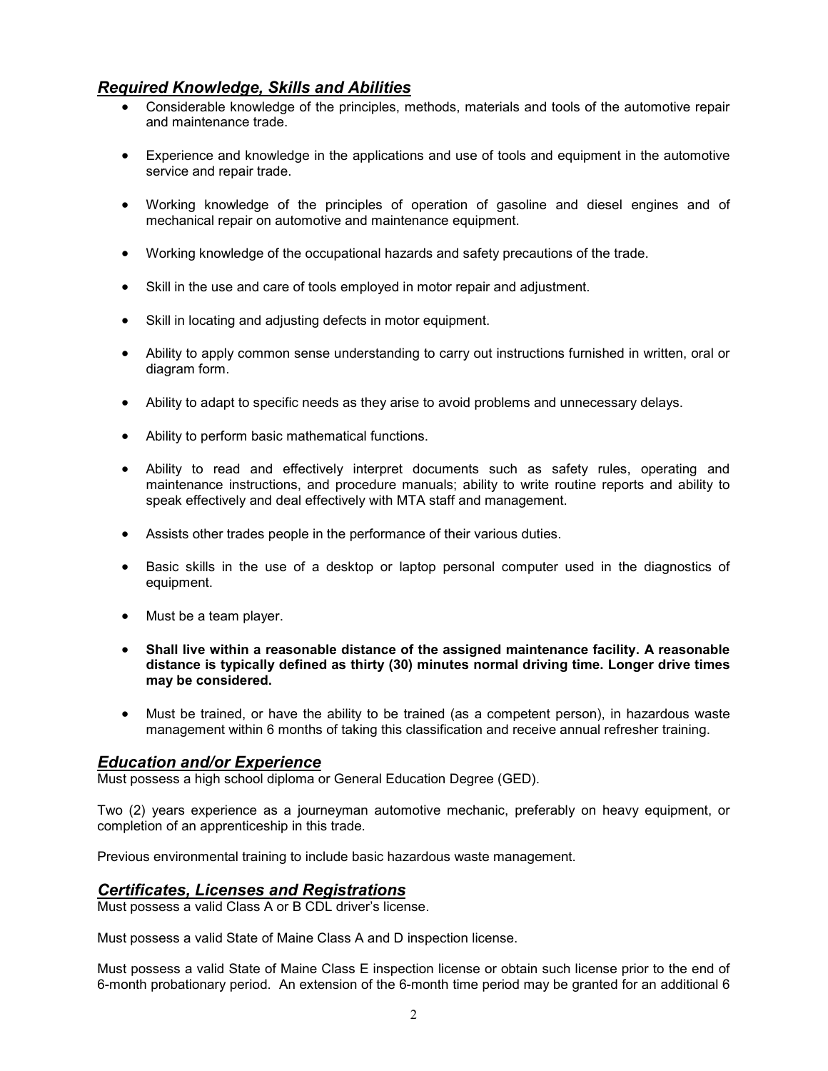## ***Required Knowledge, Skills and Abilities***

- Considerable knowledge of the principles, methods, materials and tools of the automotive repair and maintenance trade.
- Experience and knowledge in the applications and use of tools and equipment in the automotive service and repair trade.
- Working knowledge of the principles of operation of gasoline and diesel engines and of mechanical repair on automotive and maintenance equipment.
- Working knowledge of the occupational hazards and safety precautions of the trade.
- Skill in the use and care of tools employed in motor repair and adjustment.
- Skill in locating and adjusting defects in motor equipment.
- Ability to apply common sense understanding to carry out instructions furnished in written, oral or diagram form.
- Ability to adapt to specific needs as they arise to avoid problems and unnecessary delays.
- Ability to perform basic mathematical functions.
- Ability to read and effectively interpret documents such as safety rules, operating and maintenance instructions, and procedure manuals; ability to write routine reports and ability to speak effectively and deal effectively with MTA staff and management.
- Assists other trades people in the performance of their various duties.
- Basic skills in the use of a desktop or laptop personal computer used in the diagnostics of equipment.
- Must be a team player.
- **Shall live within a reasonable distance of the assigned maintenance facility. A reasonable distance is typically defined as thirty (30) minutes normal driving time. Longer drive times may be considered.**
- Must be trained, or have the ability to be trained (as a competent person), in hazardous waste management within 6 months of taking this classification and receive annual refresher training.

## ***Education and/or Experience***

Must possess a high school diploma or General Education Degree (GED).

Two (2) years experience as a journeyman automotive mechanic, preferably on heavy equipment, or completion of an apprenticeship in this trade.

Previous environmental training to include basic hazardous waste management.

## ***Certificates, Licenses and Registrations***

Must possess a valid Class A or B CDL driver's license.

Must possess a valid State of Maine Class A and D inspection license.

Must possess a valid State of Maine Class E inspection license or obtain such license prior to the end of 6-month probationary period. An extension of the 6-month time period may be granted for an additional 6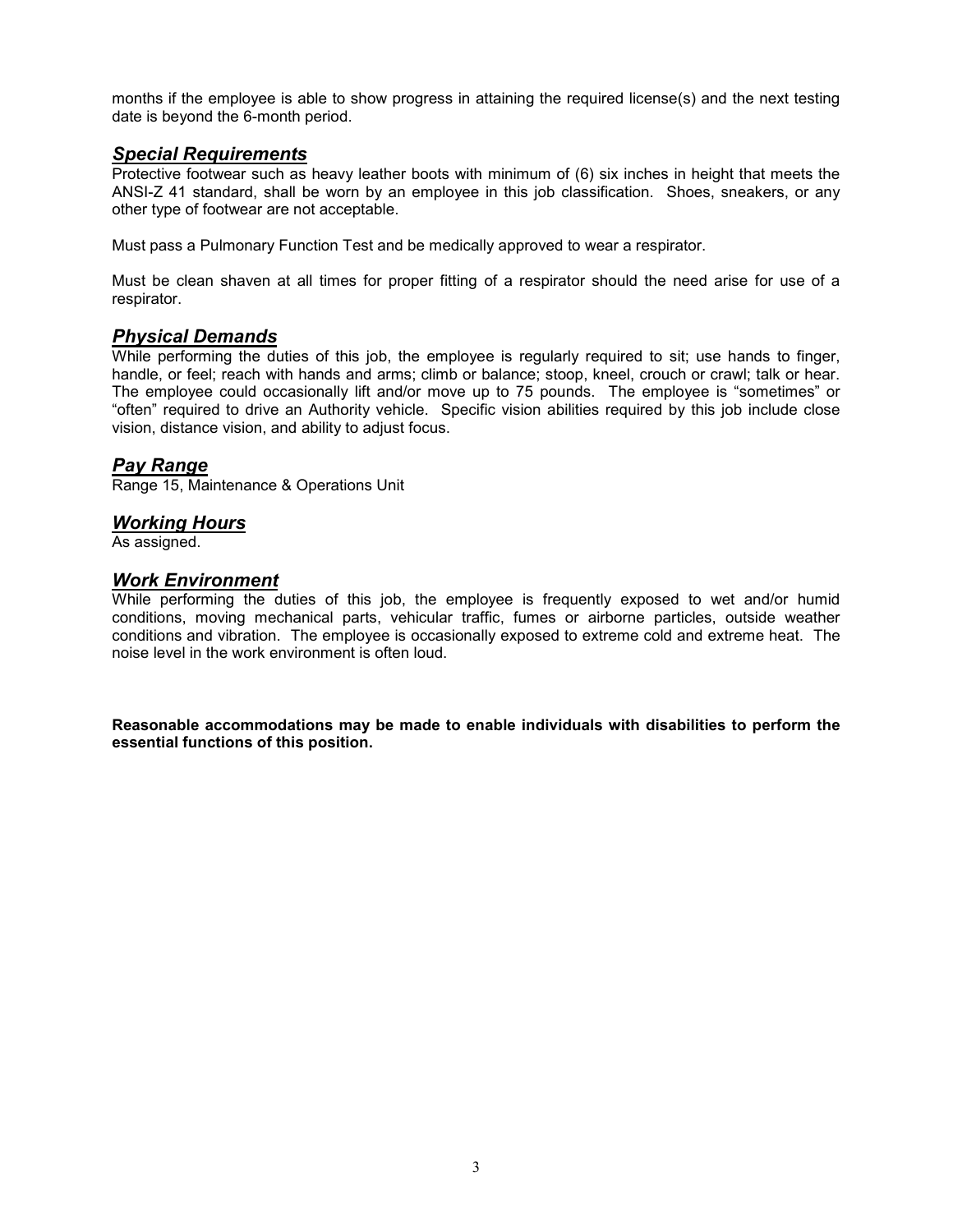months if the employee is able to show progress in attaining the required license(s) and the next testing date is beyond the 6-month period.

## ***Special Requirements***

Protective footwear such as heavy leather boots with minimum of (6) six inches in height that meets the ANSI-Z 41 standard, shall be worn by an employee in this job classification. Shoes, sneakers, or any other type of footwear are not acceptable.

Must pass a Pulmonary Function Test and be medically approved to wear a respirator.

Must be clean shaven at all times for proper fitting of a respirator should the need arise for use of a respirator.

## ***Physical Demands***

While performing the duties of this job, the employee is regularly required to sit; use hands to finger, handle, or feel; reach with hands and arms; climb or balance; stoop, kneel, crouch or crawl; talk or hear. The employee could occasionally lift and/or move up to 75 pounds. The employee is "sometimes" or "often" required to drive an Authority vehicle. Specific vision abilities required by this job include close vision, distance vision, and ability to adjust focus.

## ***Pay Range***

Range 15, Maintenance & Operations Unit

## ***Working Hours***

As assigned.

## ***Work Environment***

While performing the duties of this job, the employee is frequently exposed to wet and/or humid conditions, moving mechanical parts, vehicular traffic, fumes or airborne particles, outside weather conditions and vibration. The employee is occasionally exposed to extreme cold and extreme heat. The noise level in the work environment is often loud.

**Reasonable accommodations may be made to enable individuals with disabilities to perform the essential functions of this position.**